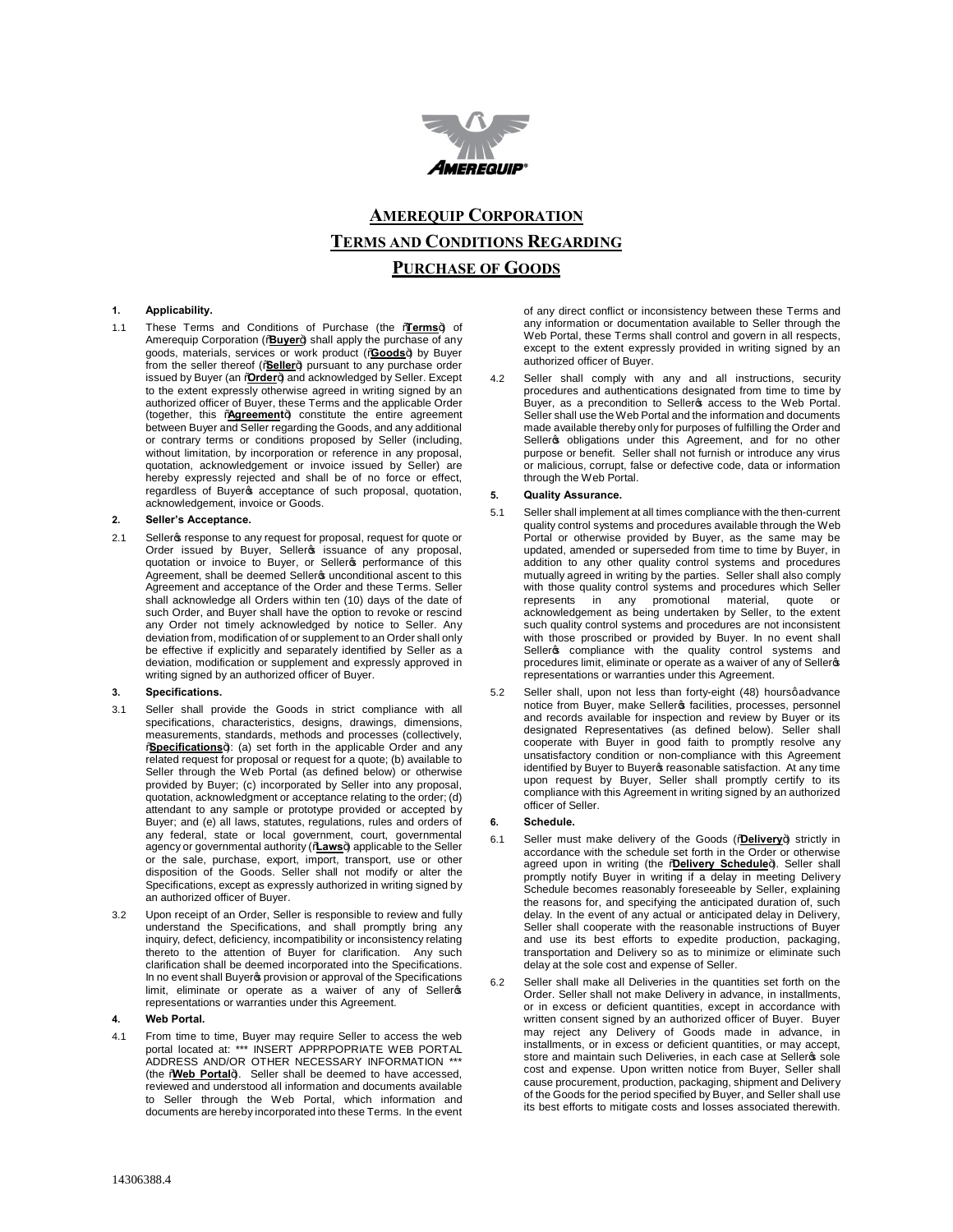# AMEREQUIP CORPORATION

# TERMS AND CONDITIONS REGARDING

# PURCHASE OF GOODS

**1. Applicability.**

1.1 These Terms and Conditions of Purchase (the "**Terms**") of Amerequip Corporation ("**Buyer**") shall apply the purchase of any goods, materials, services or work product ("**Goods**") by Buyer from the seller thereof ("**Seller**") pursuant to any purchase order issued by Buyer (an "**Order**") and acknowledged by Seller. Except to the extent expressly otherwise agreed in writing signed by an authorized officer of Buyer, these Terms and the applicable Order (together, this "**Agreement**") constitute the entire agreement between Buyer and Seller regarding the Goods, and any additional or contrary terms or conditions proposed by Seller (including, without limitation, by incorporation or reference in any proposal, quotation, acknowledgement or invoice issued by Seller) are hereby expressly rejected and shall be of no force or effect, regardless of Buyer's acceptance of such proposal, quotation, acknowledgement, invoice or Goods.

**2. Seller's Acceptance.**

2.1 Seller's response to any request for proposal, request for quote or Order issued by Buyer, Seller's issuance of any proposal, quotation or invoice to Buyer, or Seller's performance of this Agreement, shall be deemed Seller's unconditional ascent to this Agreement and acceptance of the Order and these Terms. Seller shall acknowledge all Orders within ten (10) days of the date of such Order, and Buyer shall have the option to revoke or rescind any Order not timely acknowledged by notice to Seller. Any deviation from, modification of or supplement to an Order shall only be effective if explicitly and separately identified by Seller as a deviation, modification or supplement and expressly approved in writing signed by an authorized officer of Buyer.

**3. Specifications.**

3.1 Seller shall provide the Goods in strict compliance with all specifications, characteristics, designs, drawings, dimensions, measurements, standards, methods and processes (collectively, "**Specifications**"): (a) set forth in the applicable Order and any related request for proposal or request for a quote; (b) available to Seller through the Web Portal (as defined below) or otherwise provided by Buyer; (c) incorporated by Seller into any proposal, quotation, acknowledgment or acceptance relating to the order; (d) attendant to any sample or prototype provided or accepted by Buyer; and (e) all laws, statutes, regulations, rules and orders of any federal, state or local government, court, governmental agency or governmental authority ("**Laws**") applicable to the Seller or the sale, purchase, export, import, transport, use or other disposition of the Goods. Seller shall not modify or alter the Specifications, except as expressly authorized in writing signed by an authorized officer of Buyer.

3.2 Upon receipt of an Order, Seller is responsible to review and fully understand the Specifications, and shall promptly bring any inquiry, defect, deficiency, incompatibility or inconsistency relating thereto to the attention of Buyer for clarification. Any such clarification shall be deemed incorporated into the Specifications. In no event shall Buyer's provision or approval of the Specifications limit, eliminate or operate as a waiver of any of Seller's representations or warranties under this Agreement.

**4. Web Portal.**

4.1 From time to time, Buyer may require Seller to access the web portal located at: *** INSERT APPRPOPIATE WEB PORTAL ADDRESS AND/OR OTHER NECESSARY INFORMATION *** (the "**Web Portal**"). Seller shall be deemed to have accessed, reviewed and understood all information and documents available to Seller through the Web Portal, which information and documents are hereby incorporated into these Terms. In the event of any direct conflict or inconsistency between these Terms and any information or documentation available to Seller through the Web Portal, these Terms shall control and govern in all respects, except to the extent expressly provided in writing signed by an authorized officer of Buyer.

4.2 Seller shall comply with any and all instructions, security procedures and authentications designated from time to time by Buyer, as a precondition to Seller's access to the Web Portal. Seller shall use the Web Portal and the information and documents made available thereby only for purposes of fulfilling the Order and Seller's obligations under this Agreement, and for no other purpose or benefit. Seller shall not furnish or introduce any virus or malicious, corrupt, false or defective code, data or information through the Web Portal.

**5. Quality Assurance.**

5.1 Seller shall implement at all times compliance with the then-current quality control systems and procedures available through the Web Portal or otherwise provided by Buyer, as the same may be updated, amended or superseded from time to time by Buyer, in addition to any other quality control systems and procedures mutually agreed in writing by the parties. Seller shall also comply with those quality control systems and procedures which Seller represents in any promotional material, quote or acknowledgement as being undertaken by Seller, to the extent such quality control systems and procedures are not inconsistent with those proscribed or provided by Buyer. In no event shall Seller's compliance with the quality control systems and procedures limit, eliminate or operate as a waiver of any of Seller's representations or warranties under this Agreement.

5.2 Seller shall, upon not less than forty-eight (48) hours' advance notice from Buyer, make Seller's facilities, processes, personnel and records available for inspection and review by Buyer or its designated Representatives (as defined below). Seller shall cooperate with Buyer in good faith to promptly resolve any unsatisfactory condition or non-compliance with this Agreement identified by Buyer to Buyer's reasonable satisfaction. At any time upon request by Buyer, Seller shall promptly certify to its compliance with this Agreement in writing signed by an authorized officer of Seller.

**6. Schedule.**

6.1 Seller must make delivery of the Goods ("**Delivery**") strictly in accordance with the schedule set forth in the Order or otherwise agreed upon in writing (the "**Delivery Schedule**"). Seller shall promptly notify Buyer in writing if a delay in meeting Delivery Schedule becomes reasonably foreseeable by Seller, explaining the reasons for, and specifying the anticipated duration of, such delay. In the event of any actual or anticipated delay in Delivery, Seller shall cooperate with the reasonable instructions of Buyer and use its best efforts to expedite production, packaging, transportation and Delivery so as to minimize or eliminate such delay at the sole cost and expense of Seller.

6.2 Seller shall make all Deliveries in the quantities set forth on the Order. Seller shall not make Delivery in advance, in installments, or in excess or deficient quantities, except in accordance with written consent signed by an authorized officer of Buyer. Buyer may reject any Delivery of Goods made in advance, in installments, or in excess or deficient quantities, or may accept, store and maintain such Deliveries, in each case at Seller's sole cost and expense. Upon written notice from Buyer, Seller shall cause procurement, production, packaging, shipment and Delivery of the Goods for the period specified by Buyer, and Seller shall use its best efforts to mitigate costs and losses associated therewith.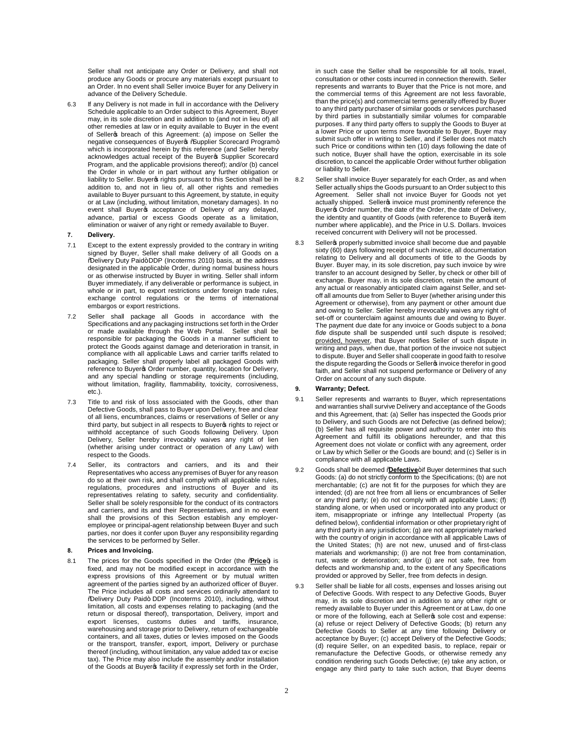Seller shall not anticipate any Order or Delivery, and shall not produce any Goods or procure any materials except pursuant to an Order. In no event shall Seller invoice Buyer for any Delivery in advance of the Delivery Schedule.

6.3 If any Delivery is not made in full in accordance with the Delivery Schedule applicable to an Order subject to this Agreement, Buyer may, in its sole discretion and in addition to (and not in lieu of) all other remedies at law or in equity available to Buyer in the event of Seller's breach of this Agreement: (a) impose on Seller the negative consequences of Buyer's "Supplier Scorecard Program" which is incorporated herein by this reference (and Seller hereby acknowledges actual receipt of the Buyer's Supplier Scorecard Program, and the applicable provisions thereof); and/or (b) cancel the Order in whole or in part without any further obligation or liability to Seller. Buyer's rights pursuant to this Section shall be in addition to, and not in lieu of, all other rights and remedies available to Buyer pursuant to this Agreement, by statute, in equity or at Law (including, without limitation, monetary damages). In no event shall Buyer's acceptance of Delivery of any delayed, advance, partial or excess Goods operate as a limitation, elimination or waiver of any right or remedy available to Buyer.

## 7. Delivery.

7.1 Except to the extent expressly provided to the contrary in writing signed by Buyer, Seller shall make delivery of all Goods on a "Delivery Duty Paid" DDP (Incoterms 2010) basis, at the address designated in the applicable Order, during normal business hours or as otherwise instructed by Buyer in writing. Seller shall inform Buyer immediately, if any deliverable or performance is subject, in whole or in part, to export restrictions under foreign trade rules, exchange control regulations or the terms of international embargos or export restrictions.

7.2 Seller shall package all Goods in accordance with the Specifications and any packaging instructions set forth in the Order or made available through the Web Portal. Seller shall be responsible for packaging the Goods in a manner sufficient to protect the Goods against damage and deterioration in transit, in compliance with all applicable Laws and carrier tariffs related to packaging. Seller shall properly label all packaged Goods with reference to Buyer's Order number, quantity, location for Delivery, and any special handling or storage requirements (including, without limitation, fragility, flammability, toxicity, corrosiveness, etc.).

7.3 Title to and risk of loss associated with the Goods, other than Defective Goods, shall pass to Buyer upon Delivery, free and clear of all liens, encumbrances, claims or reservations of Seller or any third party, but subject in all respects to Buyer's rights to reject or withhold acceptance of such Goods following Delivery. Upon Delivery, Seller hereby irrevocably waives any right of lien (whether arising under contract or operation of any Law) with respect to the Goods.

7.4 Seller, its contractors and carriers, and its and their Representatives who access any premises of Buyer for any reason do so at their own risk, and shall comply with all applicable rules, regulations, procedures and instructions of Buyer and its representatives relating to safety, security and confidentiality. Seller shall be solely responsible for the conduct of its contractors and carriers, and its and their Representatives, and in no event shall the provisions of this Section establish any employer-employee or principal-agent relationship between Buyer and such parties, nor does it confer upon Buyer any responsibility regarding the services to be performed by Seller.

## 8. Prices and Invoicing.

8.1 The prices for the Goods specified in the Order (the "**Price**") is fixed, and may not be modified except in accordance with the express provisions of this Agreement or by mutual written agreement of the parties signed by an authorized officer of Buyer. The Price includes all costs and services ordinarily attendant to "Delivery Duty Paid" DDP (Incoterms 2010), including, without limitation, all costs and expenses relating to packaging (and the return or disposal thereof), transportation, Delivery, import and export licenses, customs duties and tariffs, insurance, warehousing and storage prior to Delivery, return of exchangeable containers, and all taxes, duties or levies imposed on the Goods or the transport, transfer, export, import, Delivery or purchase thereof (including, without limitation, any value added tax or excise tax). The Price may also include the assembly and/or installation of the Goods at Buyer's facility if expressly set forth in the Order, in such case the Seller shall be responsible for all tools, travel, consultation or other costs incurred in connection therewith. Seller represents and warrants to Buyer that the Price is not more, and the commercial terms of this Agreement are not less favorable, than the price(s) and commercial terms generally offered by Buyer to any third party purchaser of similar goods or services purchased by third parties in substantially similar volumes for comparable purposes. If any third party offers to supply the Goods to Buyer at a lower Price or upon terms more favorable to Buyer, Buyer may submit such offer in writing to Seller, and if Seller does not match such Price or conditions within ten (10) days following the date of such notice, Buyer shall have the option, exercisable in its sole discretion, to cancel the applicable Order without further obligation or liability to Seller.

8.2 Seller shall invoice Buyer separately for each Order, as and when Seller actually ships the Goods pursuant to an Order subject to this Agreement. Seller shall not invoice Buyer for Goods not yet actually shipped. Seller's invoice must prominently reference the Buyer's Order number, the date of the Order, the date of Delivery, the identity and quantity of Goods (with reference to Buyer's item number where applicable), and the Price in U.S. Dollars. Invoices received concurrent with Delivery will not be processed.

8.3 Seller's properly submitted invoice shall become due and payable sixty (60) days following receipt of such invoice, all documentation relating to Delivery and all documents of title to the Goods by Buyer. Buyer may, in its sole discretion, pay such invoice by wire transfer to an account designed by Seller, by check or other bill of exchange. Buyer may, in its sole discretion, retain the amount of any actual or reasonably anticipated claim against Seller, and set-off all amounts due from Seller to Buyer (whether arising under this Agreement or otherwise), from any payment or other amount due and owing to Seller. Seller hereby irrevocably waives any right of set-off or counterclaim against amounts due and owing to Buyer. The payment due date for any invoice or Goods subject to a *bona fide* dispute shall be suspended until such dispute is resolved; provided, however, that Buyer notifies Seller of such dispute in writing and pays, when due, that portion of the invoice not subject to dispute. Buyer and Seller shall cooperate in good faith to resolve the dispute regarding the Goods or Seller's invoice therefor in good faith, and Seller shall not suspend performance or Delivery of any Order on account of any such dispute.

## 9. Warranty; Defect.

9.1 Seller represents and warrants to Buyer, which representations and warranties shall survive Delivery and acceptance of the Goods and this Agreement, that: (a) Seller has inspected the Goods prior to Delivery, and such Goods are not Defective (as defined below); (b) Seller has all requisite power and authority to enter into this Agreement and fulfill its obligations hereunder, and that this Agreement does not violate or conflict with any agreement, order or Law by which Seller or the Goods are bound; and (c) Seller is in compliance with all applicable Laws.

9.2 Goods shall be deemed "**Defective**" if Buyer determines that such Goods: (a) do not strictly conform to the Specifications; (b) are not merchantable; (c) are not fit for the purposes for which they are intended; (d) are not free from all liens or encumbrances of Seller or any third party; (e) do not comply with all applicable Laws; (f) standing alone, or when used or incorporated into any product or item, misappropriate or infringe any Intellectual Property (as defined below), confidential information or other proprietary right of any third party in any jurisdiction; (g) are not appropriately marked with the country of origin in accordance with all applicable Laws of the United States; (h) are not new, unused and of first-class materials and workmanship; (i) are not free from contamination, rust, waste or deterioration; and/or (j) are not safe, free from defects and workmanship and, to the extent of any Specifications provided or approved by Seller, free from defects in design.

9.3 Seller shall be liable for all costs, expenses and losses arising out of Defective Goods. With respect to any Defective Goods, Buyer may, in its sole discretion and in addition to any other right or remedy available to Buyer under this Agreement or at Law, do one or more of the following, each at Seller's sole cost and expense: (a) refuse or reject Delivery of Defective Goods; (b) return any Defective Goods to Seller at any time following Delivery or acceptance by Buyer; (c) accept Delivery of the Defective Goods; (d) require Seller, on an expedited basis, to replace, repair or remanufacture the Defective Goods, or otherwise remedy any condition rendering such Goods Defective; (e) take any action, or engage any third party to take such action, that Buyer deems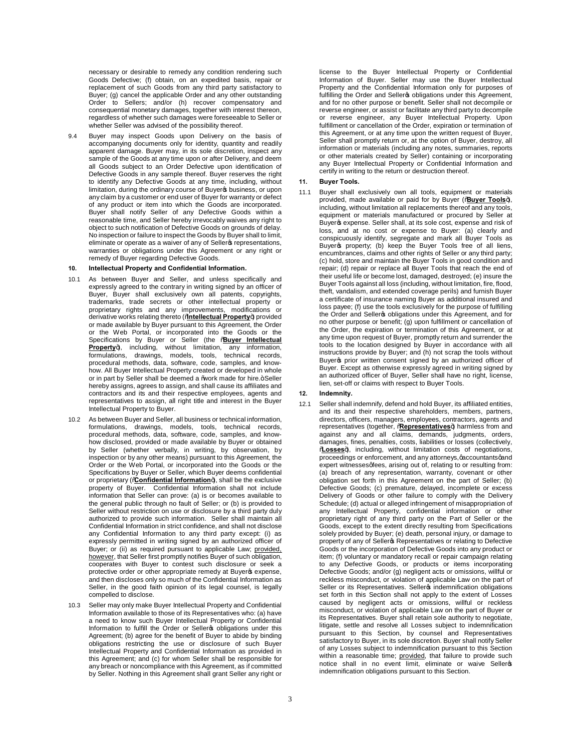necessary or desirable to remedy any condition rendering such Goods Defective; (f) obtain, on an expedited basis, repair or replacement of such Goods from any third party satisfactory to Buyer; (g) cancel the applicable Order and any other outstanding Order to Sellers; and/or (h) recover compensatory and consequential monetary damages, together with interest thereon, regardless of whether such damages were foreseeable to Seller or whether Seller was advised of the possibility thereof.

9.4 Buyer may inspect Goods upon Delivery on the basis of accompanying documents only for identity, quantity and readily apparent damage. Buyer may, in its sole discretion, inspect any sample of the Goods at any time upon or after Delivery, and deem all Goods subject to an Order Defective upon identification of Defective Goods in any sample thereof. Buyer reserves the right to identify any Defective Goods at any time, including, without limitation, during the ordinary course of Buyer's business, or upon any claim by a customer or end user of Buyer for warranty or defect of any product or item into which the Goods are incorporated. Buyer shall notify Seller of any Defective Goods within a reasonable time, and Seller hereby irrevocably waives any right to object to such notification of Defective Goods on grounds of delay. No inspection or failure to inspect the Goods by Buyer shall to limit, eliminate or operate as a waiver of any of Seller's representations, warranties or obligations under this Agreement or any right or remedy of Buyer regarding Defective Goods.

**10. Intellectual Property and Confidential Information.**

10.1 As between Buyer and Seller, and unless specifically and expressly agreed to the contrary in writing signed by an officer of Buyer, Buyer shall exclusively own all patents, copyrights, trademarks, trade secrets or other intellectual property or proprietary rights and any improvements, modifications or derivative works relating thereto ("**Intellectual Property**") provided or made available by Buyer pursuant to this Agreement, the Order or the Web Portal, or incorporated into the Goods or the Specifications by Buyer or Seller (the "**Buyer Intellectual Property**"), including, without limitation, any information, formulations, drawings, models, tools, technical records, procedural methods, data, software, code, samples, and know-how. All Buyer Intellectual Property created or developed in whole or in part by Seller shall be deemed a "work made for hire." Seller hereby assigns, agrees to assign, and shall cause its affiliates and contractors and its and their respective employees, agents and representatives to assign, all right title and interest in the Buyer Intellectual Property to Buyer.

10.2 As between Buyer and Seller, all business or technical information, formulations, drawings, models, tools, technical records, procedural methods, data, software, code, samples, and know-how disclosed, provided or made available by Buyer or obtained by Seller (whether verbally, in writing, by observation, by inspection or by any other means) pursuant to this Agreement, the Order or the Web Portal, or incorporated into the Goods or the Specifications by Buyer or Seller, which Buyer deems confidential or proprietary ("**Confidential Information**"), shall be the exclusive property of Buyer. Confidential Information shall not include information that Seller can prove: (a) is or becomes available to the general public through no fault of Seller; or (b) is provided to Seller without restriction on use or disclosure by a third party duly authorized to provide such information. Seller shall maintain all Confidential Information in strict confidence, and shall not disclose any Confidential Information to any third party except: (i) as expressly permitted in writing signed by an authorized officer of Buyer; or (ii) as required pursuant to applicable Law; provided, however, that Seller first promptly notifies Buyer of such obligation, cooperates with Buyer to contest such disclosure or seek a protective order or other appropriate remedy at Buyer's expense, and then discloses only so much of the Confidential Information as Seller, in the good faith opinion of its legal counsel, is legally compelled to disclose.

10.3 Seller may only make Buyer Intellectual Property and Confidential Information available to those of its Representatives who: (a) have a need to know such Buyer Intellectual Property or Confidential Information to fulfill the Order or Seller's obligations under this Agreement; (b) agree for the benefit of Buyer to abide by binding obligations restricting the use or disclosure of such Buyer Intellectual Property and Confidential Information as provided in this Agreement; and (c) for whom Seller shall be responsible for any breach or noncompliance with this Agreement, as if committed by Seller. Nothing in this Agreement shall grant Seller any right or license to the Buyer Intellectual Property or Confidential Information of Buyer. Seller may use the Buyer Intellectual Property and the Confidential Information only for purposes of fulfilling the Order and Seller's obligations under this Agreement, and for no other purpose or benefit. Seller shall not decompile or reverse engineer, or assist or facilitate any third party to decompile or reverse engineer, any Buyer Intellectual Property. Upon fulfillment or cancellation of the Order, expiration or termination of this Agreement, or at any time upon the written request of Buyer, Seller shall promptly return or, at the option of Buyer, destroy, all information or materials (including any notes, summaries, reports or other materials created by Seller) containing or incorporating any Buyer Intellectual Property or Confidential Information and certify in writing to the return or destruction thereof.

**11. Buyer Tools.**

11.1 Buyer shall exclusively own all tools, equipment or materials provided, made available or paid for by Buyer ("**Buyer Tools**"), including, without limitation all replacements thereof and any tools, equipment or materials manufactured or procured by Seller at Buyer's expense. Seller shall, at its sole cost, expense and risk of loss, and at no cost or expense to Buyer: (a) clearly and conspicuously identify, segregate and mark all Buyer Tools as Buyer's property; (b) keep the Buyer Tools free of all liens, encumbrances, claims and other rights of Seller or any third party; (c) hold, store and maintain the Buyer Tools in good condition and repair; (d) repair or replace all Buyer Tools that reach the end of their useful life or become lost, damaged, destroyed; (e) insure the Buyer Tools against all loss (including, without limitation, fire, flood, theft, vandalism, and extended coverage perils) and furnish Buyer a certificate of insurance naming Buyer as additional insured and loss payee; (f) use the tools exclusively for the purpose of fulfilling the Order and Seller's obligations under this Agreement, and for no other purpose or benefit; (g) upon fulfillment or cancellation of the Order, the expiration or termination of this Agreement, or at any time upon request of Buyer, promptly return and surrender the tools to the location designed by Buyer in accordance with all instructions provide by Buyer; and (h) not scrap the tools without Buyer's prior written consent signed by an authorized officer of Buyer. Except as otherwise expressly agreed in writing signed by an authorized officer of Buyer, Seller shall have no right, license, lien, set-off or claims with respect to Buyer Tools.

**12. Indemnity.**

12.1 Seller shall indemnify, defend and hold Buyer, its affiliated entities, and its and their respective shareholders, members, partners, directors, officers, managers, employees, contractors, agents and representatives (together, "**Representatives**") harmless from and against any and all claims, demands, judgments, orders, damages, fines, penalties, costs, liabilities or losses (collectively, "**Losses**"), including, without limitation costs of negotiations, proceedings or enforcement, and any attorneys', accountants' and expert witnesses' fees, arising out of, relating to or resulting from: (a) breach of any representation, warranty, covenant or other obligation set forth in this Agreement on the part of Seller; (b) Defective Goods; (c) premature, delayed, incomplete or excess Delivery of Goods or other failure to comply with the Delivery Schedule; (d) actual or alleged infringement of misappropriation of any Intellectual Property, confidential information or other proprietary right of any third party on the Part of Seller or the Goods, except to the extent directly resulting from Specifications solely provided by Buyer; (e) death, personal injury, or damage to property of any of Seller's Representatives or relating to Defective Goods or the incorporation of Defective Goods into any product or item; (f) voluntary or mandatory recall or repair campaign relating to any Defective Goods, or products or items incorporating Defective Goods; and/or (g) negligent acts or omissions, willful or reckless misconduct, or violation of applicable Law on the part of Seller or its Representatives. Seller's indemnification obligations set forth in this Section shall not apply to the extent of Losses caused by negligent acts or omissions, willful or reckless misconduct, or violation of applicable Law on the part of Buyer or its Representatives. Buyer shall retain sole authority to negotiate, litigate, settle and resolve all Losses subject to indemnification pursuant to this Section, by counsel and Representatives satisfactory to Buyer, in its sole discretion. Buyer shall notify Seller of any Losses subject to indemnification pursuant to this Section within a reasonable time; provided, that failure to provide such notice shall in no event limit, eliminate or waive Seller's indemnification obligations pursuant to this Section.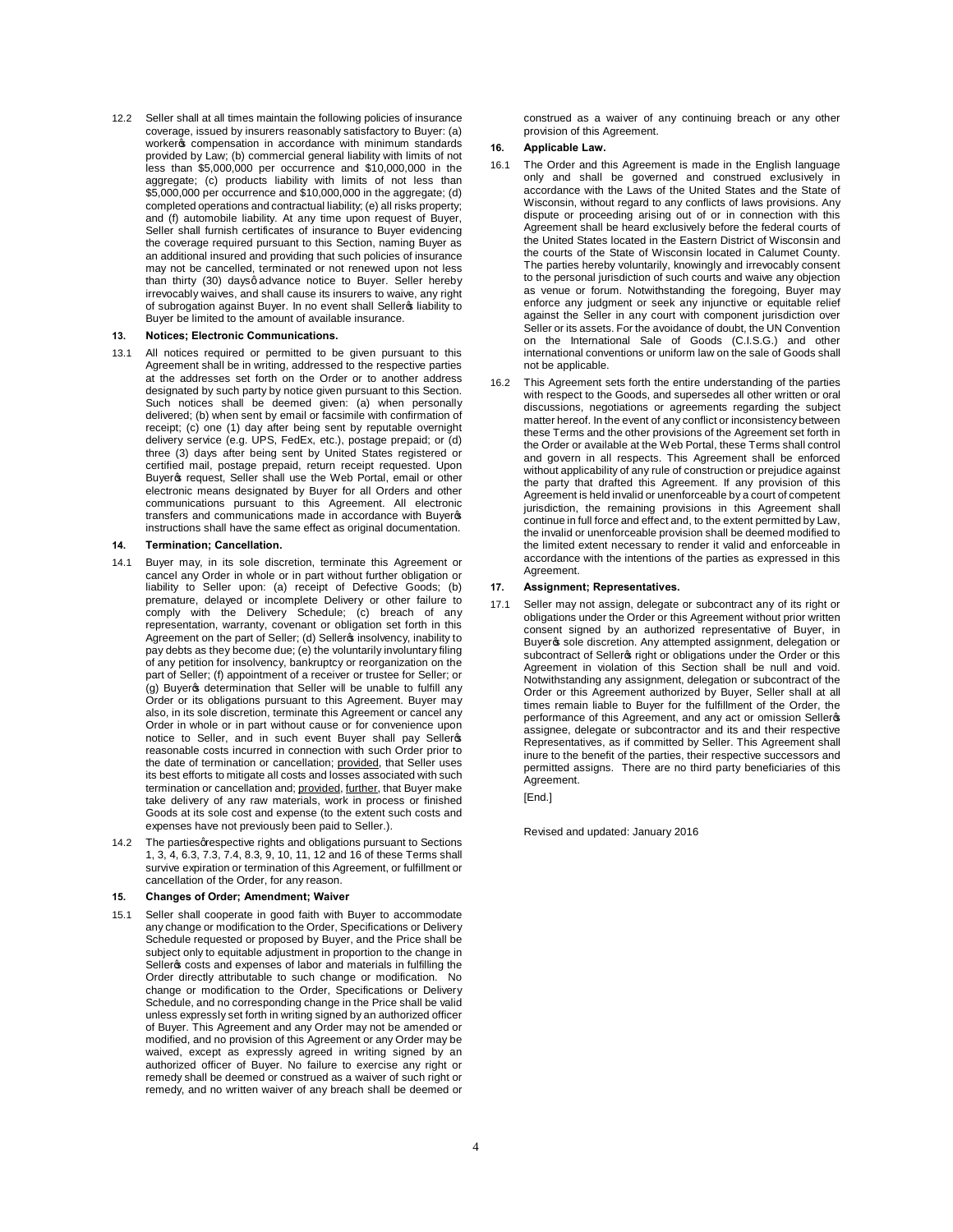12.2 Seller shall at all times maintain the following policies of insurance coverage, issued by insurers reasonably satisfactory to Buyer: (a) worker's compensation in accordance with minimum standards provided by Law; (b) commercial general liability with limits of not less than $5,000,000 per occurrence and $10,000,000 in the aggregate; (c) products liability with limits of not less than $5,000,000 per occurrence and $10,000,000 in the aggregate; (d) completed operations and contractual liability; (e) all risks property; and (f) automobile liability. At any time upon request of Buyer, Seller shall furnish certificates of insurance to Buyer evidencing the coverage required pursuant to this Section, naming Buyer as an additional insured and providing that such policies of insurance may not be cancelled, terminated or not renewed upon not less than thirty (30) days' advance notice to Buyer. Seller hereby irrevocably waives, and shall cause its insurers to waive, any right of subrogation against Buyer. In no event shall Seller's liability to Buyer be limited to the amount of available insurance.

**13. Notices; Electronic Communications.**

13.1 All notices required or permitted to be given pursuant to this Agreement shall be in writing, addressed to the respective parties at the addresses set forth on the Order or to another address designated by such party by notice given pursuant to this Section. Such notices shall be deemed given: (a) when personally delivered; (b) when sent by email or facsimile with confirmation of receipt; (c) one (1) day after being sent by reputable overnight delivery service (e.g. UPS, FedEx, etc.), postage prepaid; or (d) three (3) days after being sent by United States registered or certified mail, postage prepaid, return receipt requested. Upon Buyer's request, Seller shall use the Web Portal, email or other electronic means designated by Buyer for all Orders and other communications pursuant to this Agreement. All electronic transfers and communications made in accordance with Buyer's instructions shall have the same effect as original documentation.

**14. Termination; Cancellation.**

14.1 Buyer may, in its sole discretion, terminate this Agreement or cancel any Order in whole or in part without further obligation or liability to Seller upon: (a) receipt of Defective Goods; (b) premature, delayed or incomplete Delivery or other failure to comply with the Delivery Schedule; (c) breach of any representation, warranty, covenant or obligation set forth in this Agreement on the part of Seller; (d) Seller's insolvency, inability to pay debts as they become due; (e) the voluntarily involuntary filing of any petition for insolvency, bankruptcy or reorganization on the part of Seller; (f) appointment of a receiver or trustee for Seller; or (g) Buyer's determination that Seller will be unable to fulfill any Order or its obligations pursuant to this Agreement. Buyer may also, in its sole discretion, terminate this Agreement or cancel any Order in whole or in part without cause or for convenience upon notice to Seller, and in such event Buyer shall pay Seller's reasonable costs incurred in connection with such Order prior to the date of termination or cancellation; provided, that Seller uses its best efforts to mitigate all costs and losses associated with such termination or cancellation and; provided, further, that Buyer make take delivery of any raw materials, work in process or finished Goods at its sole cost and expense (to the extent such costs and expenses have not previously been paid to Seller.).

14.2 The parties' respective rights and obligations pursuant to Sections 1, 3, 4, 6.3, 7.3, 7.4, 8.3, 9, 10, 11, 12 and 16 of these Terms shall survive expiration or termination of this Agreement, or fulfillment or cancellation of the Order, for any reason.

**15. Changes of Order; Amendment; Waiver**

15.1 Seller shall cooperate in good faith with Buyer to accommodate any change or modification to the Order, Specifications or Delivery Schedule requested or proposed by Buyer, and the Price shall be subject only to equitable adjustment in proportion to the change in Seller's costs and expenses of labor and materials in fulfilling the Order directly attributable to such change or modification. No change or modification to the Order, Specifications or Delivery Schedule, and no corresponding change in the Price shall be valid unless expressly set forth in writing signed by an authorized officer of Buyer. This Agreement and any Order may not be amended or modified, and no provision of this Agreement or any Order may be waived, except as expressly agreed in writing signed by an authorized officer of Buyer. No failure to exercise any right or remedy shall be deemed or construed as a waiver of such right or remedy, and no written waiver of any breach shall be deemed or construed as a waiver of any continuing breach or any other provision of this Agreement.

**16. Applicable Law.**

16.1 The Order and this Agreement is made in the English language only and shall be governed and construed exclusively in accordance with the Laws of the United States and the State of Wisconsin, without regard to any conflicts of laws provisions. Any dispute or proceeding arising out of or in connection with this Agreement shall be heard exclusively before the federal courts of the United States located in the Eastern District of Wisconsin and the courts of the State of Wisconsin located in Calumet County. The parties hereby voluntarily, knowingly and irrevocably consent to the personal jurisdiction of such courts and waive any objection as venue or forum. Notwithstanding the foregoing, Buyer may enforce any judgment or seek any injunctive or equitable relief against the Seller in any court with component jurisdiction over Seller or its assets. For the avoidance of doubt, the UN Convention on the International Sale of Goods (C.I.S.G.) and other international conventions or uniform law on the sale of Goods shall not be applicable.

16.2 This Agreement sets forth the entire understanding of the parties with respect to the Goods, and supersedes all other written or oral discussions, negotiations or agreements regarding the subject matter hereof. In the event of any conflict or inconsistency between these Terms and the other provisions of the Agreement set forth in the Order or available at the Web Portal, these Terms shall control and govern in all respects. This Agreement shall be enforced without applicability of any rule of construction or prejudice against the party that drafted this Agreement. If any provision of this Agreement is held invalid or unenforceable by a court of competent jurisdiction, the remaining provisions in this Agreement shall continue in full force and effect and, to the extent permitted by Law, the invalid or unenforceable provision shall be deemed modified to the limited extent necessary to render it valid and enforceable in accordance with the intentions of the parties as expressed in this Agreement.

**17. Assignment; Representatives.**

17.1 Seller may not assign, delegate or subcontract any of its right or obligations under the Order or this Agreement without prior written consent signed by an authorized representative of Buyer, in Buyer's sole discretion. Any attempted assignment, delegation or subcontract of Seller's right or obligations under the Order or this Agreement in violation of this Section shall be null and void. Notwithstanding any assignment, delegation or subcontract of the Order or this Agreement authorized by Buyer, Seller shall at all times remain liable to Buyer for the fulfillment of the Order, the performance of this Agreement, and any act or omission Seller's assignee, delegate or subcontractor and its and their respective Representatives, as if committed by Seller. This Agreement shall inure to the benefit of the parties, their respective successors and permitted assigns. There are no third party beneficiaries of this Agreement.

[End.]

Revised and updated: January 2016